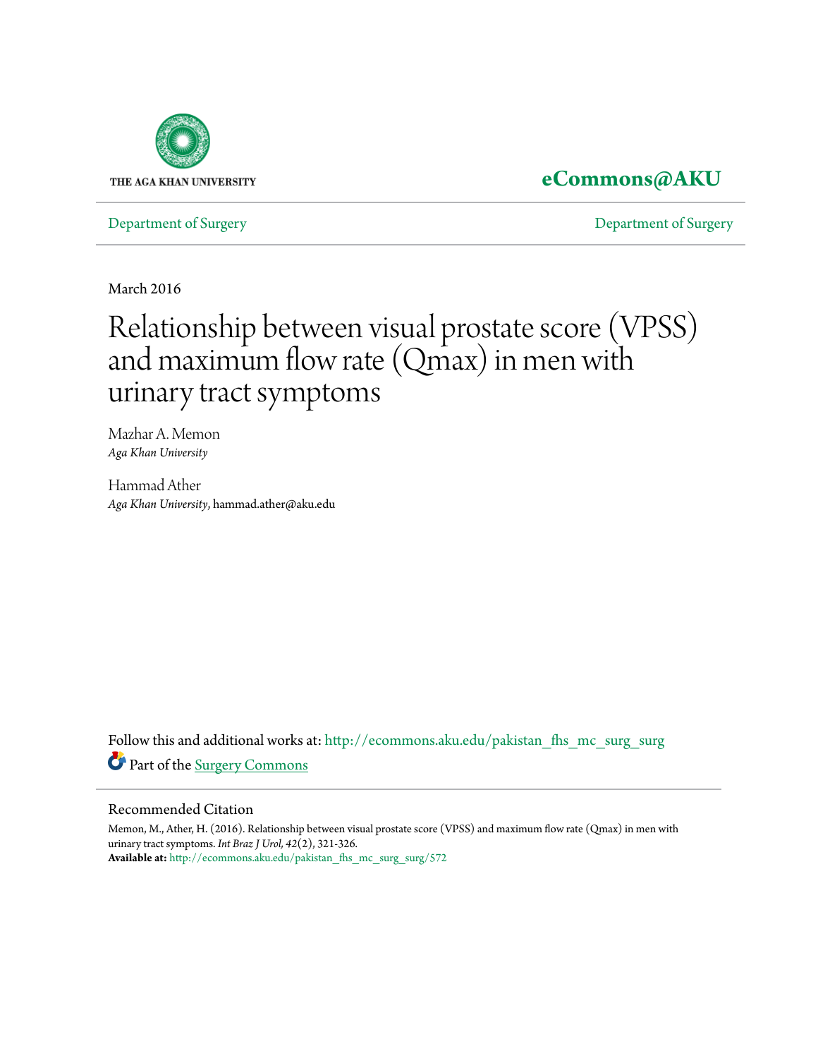THE AGA KHAN UNIVERSITY

**eCommons@AKU**

Department of Surgery | Department of Surgery

March 2016

# Relationship between visual prostate score (VPSS) and maximum flow rate (Qmax) in men with urinary tract symptoms

Mazhar A. Memon
*Aga Khan University*

Hammad Ather
*Aga Khan University*, hammad.ather@aku.edu

Follow this and additional works at: http://ecommons.aku.edu/pakistan_fhs_mc_surg_surg

Part of the Surgery Commons

## Recommended Citation

Memon, M., Ather, H. (2016). Relationship between visual prostate score (VPSS) and maximum flow rate (Qmax) in men with urinary tract symptoms. *Int Braz J Urol, 42*(2), 321-326.
**Available at:** http://ecommons.aku.edu/pakistan_fhs_mc_surg_surg/572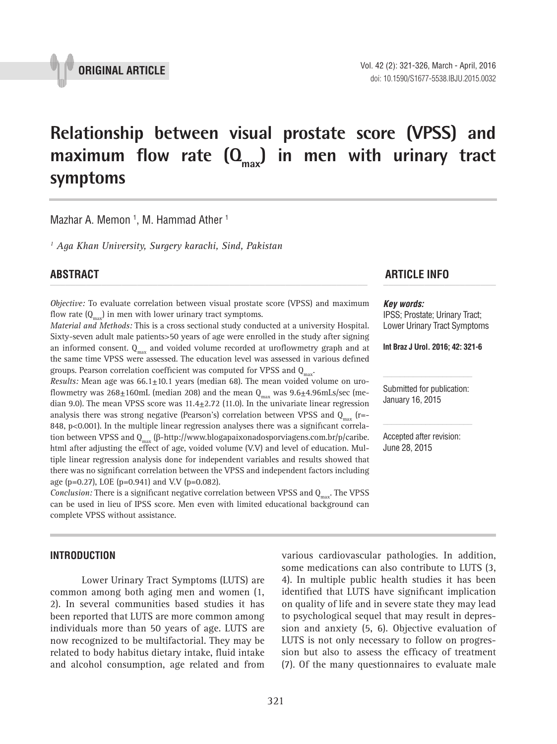ORIGINAL ARTICLE

# Relationship between visual prostate score (VPSS) and maximum flow rate ($Q_{max}$) in men with urinary tract symptoms

Mazhar A. Memon [1], M. Hammad Ather [1]

[1] *Aga Khan University, Surgery karachi, Sind, Pakistan*

## ABSTRACT

*Objective:* To evaluate correlation between visual prostate score (VPSS) and maximum flow rate ($Q_{max}$) in men with lower urinary tract symptoms.

*Material and Methods:* This is a cross sectional study conducted at a university Hospital. Sixty-seven adult male patients>50 years of age were enrolled in the study after signing an informed consent. $Q_{max}$ and voided volume recorded at uroflowmetry graph and at the same time VPSS were assessed. The education level was assessed in various defined groups. Pearson correlation coefficient was computed for VPSS and $Q_{max}$.

*Results:* Mean age was 66.1±10.1 years (median 68). The mean voided volume on uroflowmetry was 268±160mL (median 208) and the mean $Q_{max}$ was 9.6±4.96mLs/sec (median 9.0). The mean VPSS score was 11.4±2.72 (11.0). In the univariate linear regression analysis there was strong negative (Pearson's) correlation between VPSS and $Q_{max}$ (r=-848, p<0.001). In the multiple linear regression analyses there was a significant correlation between VPSS and $Q_{max}$ (β-http://www.blogapaixonadosporviagens.com.br/p/caribe.html after adjusting the effect of age, voided volume (V.V) and level of education. Multiple linear regression analysis done for independent variables and results showed that there was no significant correlation between the VPSS and independent factors including age (p=0.27), LOE (p=0.941) and V.V (p=0.082).

*Conclusion:* There is a significant negative correlation between VPSS and $Q_{max}$. The VPSS can be used in lieu of IPSS score. Men even with limited educational background can complete VPSS without assistance.

## ARTICLE INFO

***Key words:***
IPSS; Prostate; Urinary Tract; Lower Urinary Tract Symptoms

**Int Braz J Urol. 2016; 42: 321-6**

Submitted for publication:
January 16, 2015

Accepted after revision:
June 28, 2015

## INTRODUCTION

Lower Urinary Tract Symptoms (LUTS) are common among both aging men and women (1, 2). In several communities based studies it has been reported that LUTS are more common among individuals more than 50 years of age. LUTS are now recognized to be multifactorial. They may be related to body habitus dietary intake, fluid intake and alcohol consumption, age related and from various cardiovascular pathologies. In addition, some medications can also contribute to LUTS (3, 4). In multiple public health studies it has been identified that LUTS have significant implication on quality of life and in severe state they may lead to psychological sequel that may result in depression and anxiety (5, 6). Objective evaluation of LUTS is not only necessary to follow on progression but also to assess the efficacy of treatment (7). Of the many questionnaires to evaluate male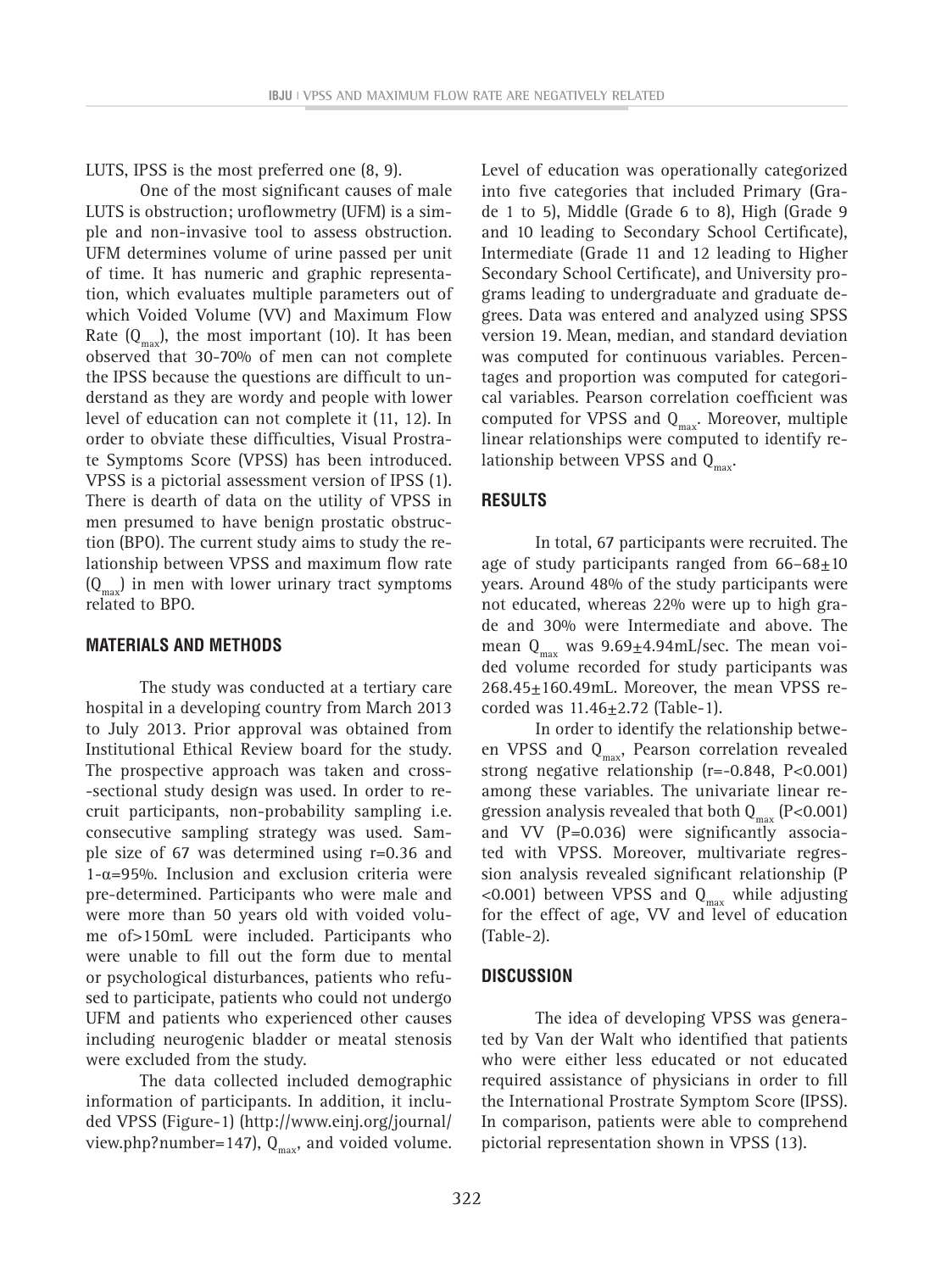LUTS, IPSS is the most preferred one (8, 9).

One of the most significant causes of male LUTS is obstruction; uroflowmetry (UFM) is a simple and non-invasive tool to assess obstruction. UFM determines volume of urine passed per unit of time. It has numeric and graphic representation, which evaluates multiple parameters out of which Voided Volume (VV) and Maximum Flow Rate ($Q_{max}$), the most important (10). It has been observed that 30-70% of men can not complete the IPSS because the questions are difficult to understand as they are wordy and people with lower level of education can not complete it (11, 12). In order to obviate these difficulties, Visual Prostrate Symptoms Score (VPSS) has been introduced. VPSS is a pictorial assessment version of IPSS (1). There is dearth of data on the utility of VPSS in men presumed to have benign prostatic obstruction (BPO). The current study aims to study the relationship between VPSS and maximum flow rate ($Q_{max}$) in men with lower urinary tract symptoms related to BPO.

## MATERIALS AND METHODS

The study was conducted at a tertiary care hospital in a developing country from March 2013 to July 2013. Prior approval was obtained from Institutional Ethical Review board for the study. The prospective approach was taken and cross-sectional study design was used. In order to recruit participants, non-probability sampling i.e. consecutive sampling strategy was used. Sample size of 67 was determined using r=0.36 and 1-α=95%. Inclusion and exclusion criteria were pre-determined. Participants who were male and were more than 50 years old with voided volume of>150mL were included. Participants who were unable to fill out the form due to mental or psychological disturbances, patients who refused to participate, patients who could not undergo UFM and patients who experienced other causes including neurogenic bladder or meatal stenosis were excluded from the study.

The data collected included demographic information of participants. In addition, it included VPSS (Figure-1) (http://www.einj.org/journal/view.php?number=147), $Q_{max}$, and voided volume. Level of education was operationally categorized into five categories that included Primary (Grade 1 to 5), Middle (Grade 6 to 8), High (Grade 9 and 10 leading to Secondary School Certificate), Intermediate (Grade 11 and 12 leading to Higher Secondary School Certificate), and University programs leading to undergraduate and graduate degrees. Data was entered and analyzed using SPSS version 19. Mean, median, and standard deviation was computed for continuous variables. Percentages and proportion was computed for categorical variables. Pearson correlation coefficient was computed for VPSS and $Q_{max}$. Moreover, multiple linear relationships were computed to identify relationship between VPSS and $Q_{max}$.

## RESULTS

In total, 67 participants were recruited. The age of study participants ranged from 66–68±10 years. Around 48% of the study participants were not educated, whereas 22% were up to high grade and 30% were Intermediate and above. The mean $Q_{max}$ was 9.69±4.94mL/sec. The mean voided volume recorded for study participants was 268.45±160.49mL. Moreover, the mean VPSS recorded was 11.46±2.72 (Table-1).

In order to identify the relationship between VPSS and $Q_{max}$, Pearson correlation revealed strong negative relationship (r=-0.848, P<0.001) among these variables. The univariate linear regression analysis revealed that both $Q_{max}$ (P<0.001) and VV (P=0.036) were significantly associated with VPSS. Moreover, multivariate regression analysis revealed significant relationship (P <0.001) between VPSS and $Q_{max}$ while adjusting for the effect of age, VV and level of education (Table-2).

## DISCUSSION

The idea of developing VPSS was generated by Van der Walt who identified that patients who were either less educated or not educated required assistance of physicians in order to fill the International Prostrate Symptom Score (IPSS). In comparison, patients were able to comprehend pictorial representation shown in VPSS (13).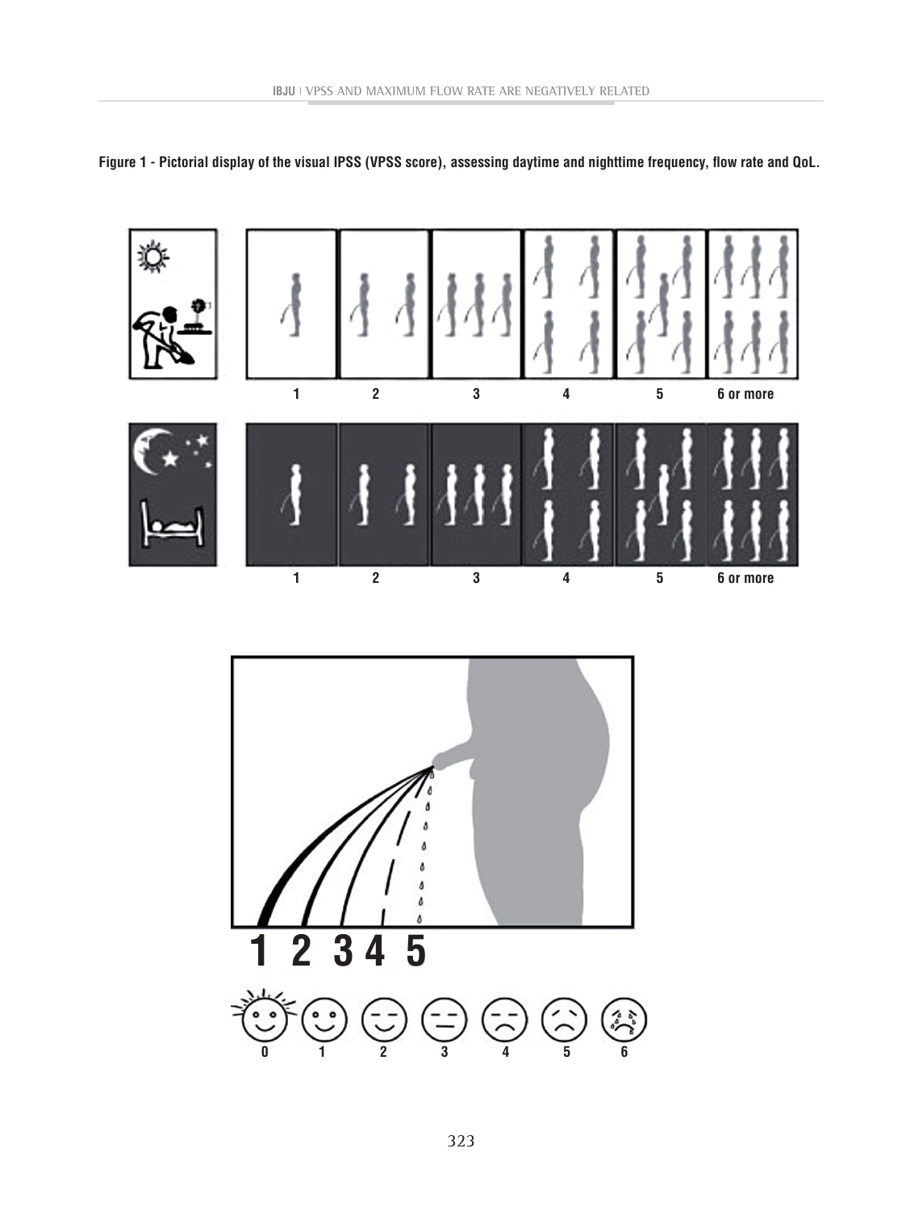**Figure 1 - Pictorial display of the visual IPSS (VPSS score), assessing daytime and nighttime frequency, flow rate and QoL.**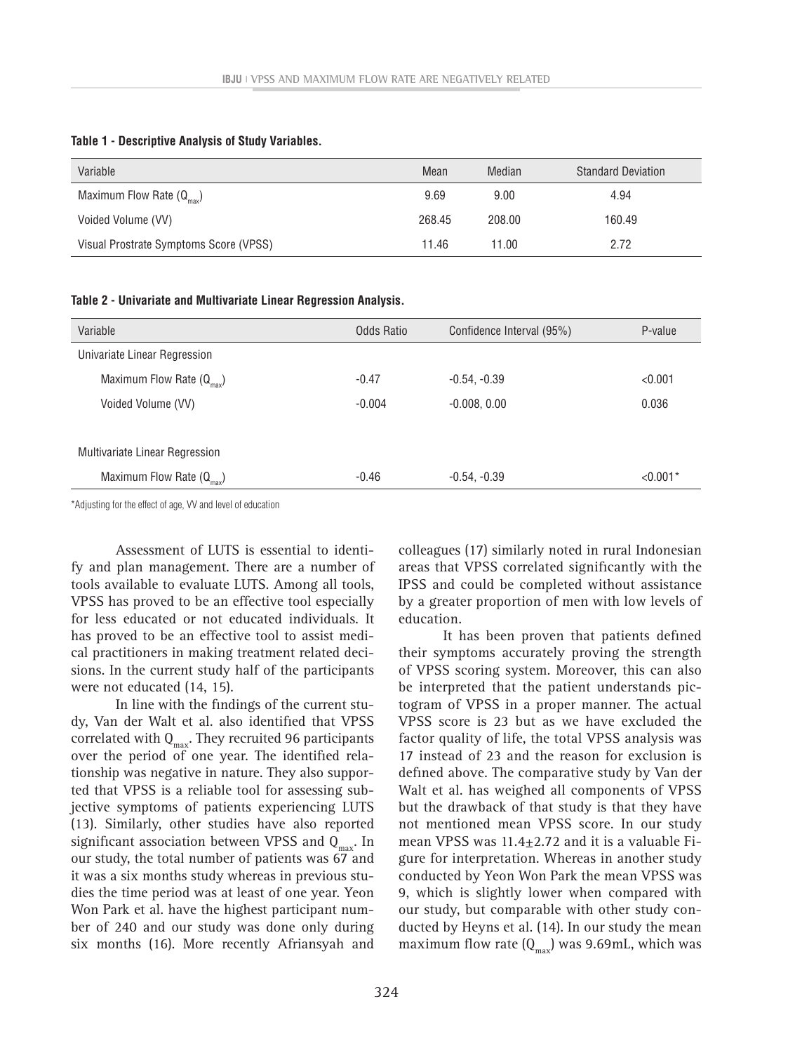**Table 1 - Descriptive Analysis of Study Variables.**

| Variable | Mean | Median | Standard Deviation |
|---|---|---|---|
| Maximum Flow Rate ($Q_{max}$) | 9.69 | 9.00 | 4.94 |
| Voided Volume (VV) | 268.45 | 208.00 | 160.49 |
| Visual Prostrate Symptoms Score (VPSS) | 11.46 | 11.00 | 2.72 |

**Table 2 - Univariate and Multivariate Linear Regression Analysis.**

| Variable | Odds Ratio | Confidence Interval (95%) | P-value |
|---|---|---|---|
| Univariate Linear Regression | | | |
| Maximum Flow Rate ($Q_{max}$) | -0.47 | -0.54, -0.39 | <0.001 |
| Voided Volume (VV) | -0.004 | -0.008, 0.00 | 0.036 |
| Multivariate Linear Regression | | | |
| Maximum Flow Rate ($Q_{max}$) | -0.46 | -0.54, -0.39 | <0.001* |

*Adjusting for the effect of age, VV and level of education

Assessment of LUTS is essential to identify and plan management. There are a number of tools available to evaluate LUTS. Among all tools, VPSS has proved to be an effective tool especially for less educated or not educated individuals. It has proved to be an effective tool to assist medical practitioners in making treatment related decisions. In the current study half of the participants were not educated (14, 15).

In line with the findings of the current study, Van der Walt et al. also identified that VPSS correlated with $Q_{max}$. They recruited 96 participants over the period of one year. The identified relationship was negative in nature. They also supported that VPSS is a reliable tool for assessing subjective symptoms of patients experiencing LUTS (13). Similarly, other studies have also reported significant association between VPSS and $Q_{max}$. In our study, the total number of patients was 67 and it was a six months study whereas in previous studies the time period was at least of one year. Yeon Won Park et al. have the highest participant number of 240 and our study was done only during six months (16). More recently Afriansyah and colleagues (17) similarly noted in rural Indonesian areas that VPSS correlated significantly with the IPSS and could be completed without assistance by a greater proportion of men with low levels of education.

It has been proven that patients defined their symptoms accurately proving the strength of VPSS scoring system. Moreover, this can also be interpreted that the patient understands pictogram of VPSS in a proper manner. The actual VPSS score is 23 but as we have excluded the factor quality of life, the total VPSS analysis was 17 instead of 23 and the reason for exclusion is defined above. The comparative study by Van der Walt et al. has weighed all components of VPSS but the drawback of that study is that they have not mentioned mean VPSS score. In our study mean VPSS was 11.4±2.72 and it is a valuable Figure for interpretation. Whereas in another study conducted by Yeon Won Park the mean VPSS was 9, which is slightly lower when compared with our study, but comparable with other study conducted by Heyns et al. (14). In our study the mean maximum flow rate ($Q_{max}$) was 9.69mL, which was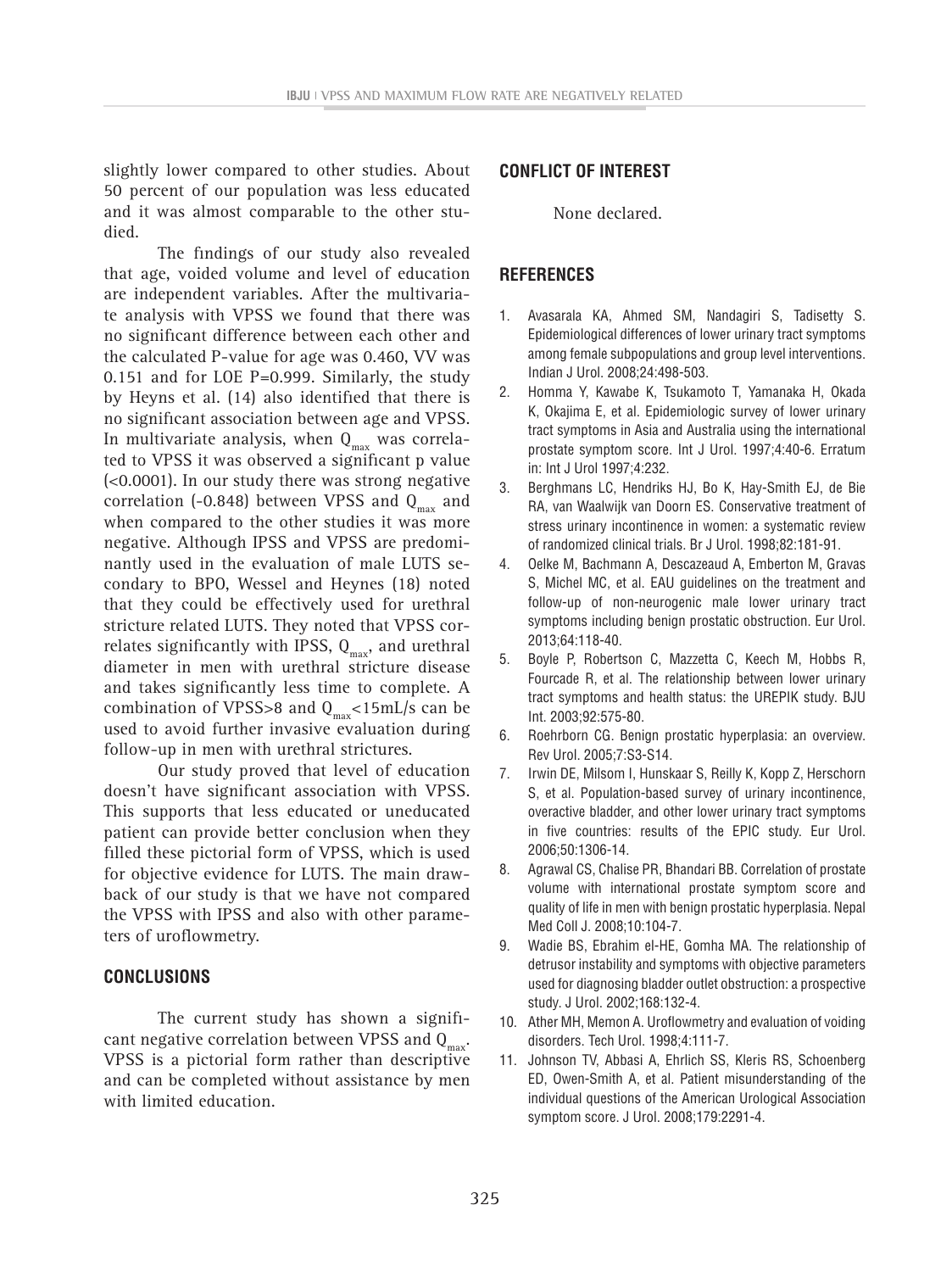slightly lower compared to other studies. About 50 percent of our population was less educated and it was almost comparable to the other studied.

The findings of our study also revealed that age, voided volume and level of education are independent variables. After the multivariate analysis with VPSS we found that there was no significant difference between each other and the calculated P-value for age was 0.460, VV was 0.151 and for LOE P=0.999. Similarly, the study by Heyns et al. (14) also identified that there is no significant association between age and VPSS. In multivariate analysis, when $Q_{max}$ was correlated to VPSS it was observed a significant p value (<0.0001). In our study there was strong negative correlation (-0.848) between VPSS and $Q_{max}$ and when compared to the other studies it was more negative. Although IPSS and VPSS are predominantly used in the evaluation of male LUTS secondary to BPO, Wessel and Heynes (18) noted that they could be effectively used for urethral stricture related LUTS. They noted that VPSS correlates significantly with IPSS, $Q_{max}$, and urethral diameter in men with urethral stricture disease and takes significantly less time to complete. A combination of VPSS>8 and $Q_{max}$<15mL/s can be used to avoid further invasive evaluation during follow-up in men with urethral strictures.

Our study proved that level of education doesn't have significant association with VPSS. This supports that less educated or uneducated patient can provide better conclusion when they filled these pictorial form of VPSS, which is used for objective evidence for LUTS. The main drawback of our study is that we have not compared the VPSS with IPSS and also with other parameters of uroflowmetry.

## CONCLUSIONS

The current study has shown a significant negative correlation between VPSS and $Q_{max}$. VPSS is a pictorial form rather than descriptive and can be completed without assistance by men with limited education.

## CONFLICT OF INTEREST

None declared.

## REFERENCES

1. Avasarala KA, Ahmed SM, Nandagiri S, Tadisetty S. Epidemiological differences of lower urinary tract symptoms among female subpopulations and group level interventions. Indian J Urol. 2008;24:498-503.
2. Homma Y, Kawabe K, Tsukamoto T, Yamanaka H, Okada K, Okajima E, et al. Epidemiologic survey of lower urinary tract symptoms in Asia and Australia using the international prostate symptom score. Int J Urol. 1997;4:40-6. Erratum in: Int J Urol 1997;4:232.
3. Berghmans LC, Hendriks HJ, Bo K, Hay-Smith EJ, de Bie RA, van Waalwijk van Doorn ES. Conservative treatment of stress urinary incontinence in women: a systematic review of randomized clinical trials. Br J Urol. 1998;82:181-91.
4. Oelke M, Bachmann A, Descazeaud A, Emberton M, Gravas S, Michel MC, et al. EAU guidelines on the treatment and follow-up of non-neurogenic male lower urinary tract symptoms including benign prostatic obstruction. Eur Urol. 2013;64:118-40.
5. Boyle P, Robertson C, Mazzetta C, Keech M, Hobbs R, Fourcade R, et al. The relationship between lower urinary tract symptoms and health status: the UREPIK study. BJU Int. 2003;92:575-80.
6. Roehrborn CG. Benign prostatic hyperplasia: an overview. Rev Urol. 2005;7:S3-S14.
7. Irwin DE, Milsom I, Hunskaar S, Reilly K, Kopp Z, Herschorn S, et al. Population-based survey of urinary incontinence, overactive bladder, and other lower urinary tract symptoms in five countries: results of the EPIC study. Eur Urol. 2006;50:1306-14.
8. Agrawal CS, Chalise PR, Bhandari BB. Correlation of prostate volume with international prostate symptom score and quality of life in men with benign prostatic hyperplasia. Nepal Med Coll J. 2008;10:104-7.
9. Wadie BS, Ebrahim el-HE, Gomha MA. The relationship of detrusor instability and symptoms with objective parameters used for diagnosing bladder outlet obstruction: a prospective study. J Urol. 2002;168:132-4.
10. Ather MH, Memon A. Uroflowmetry and evaluation of voiding disorders. Tech Urol. 1998;4:111-7.
11. Johnson TV, Abbasi A, Ehrlich SS, Kleris RS, Schoenberg ED, Owen-Smith A, et al. Patient misunderstanding of the individual questions of the American Urological Association symptom score. J Urol. 2008;179:2291-4.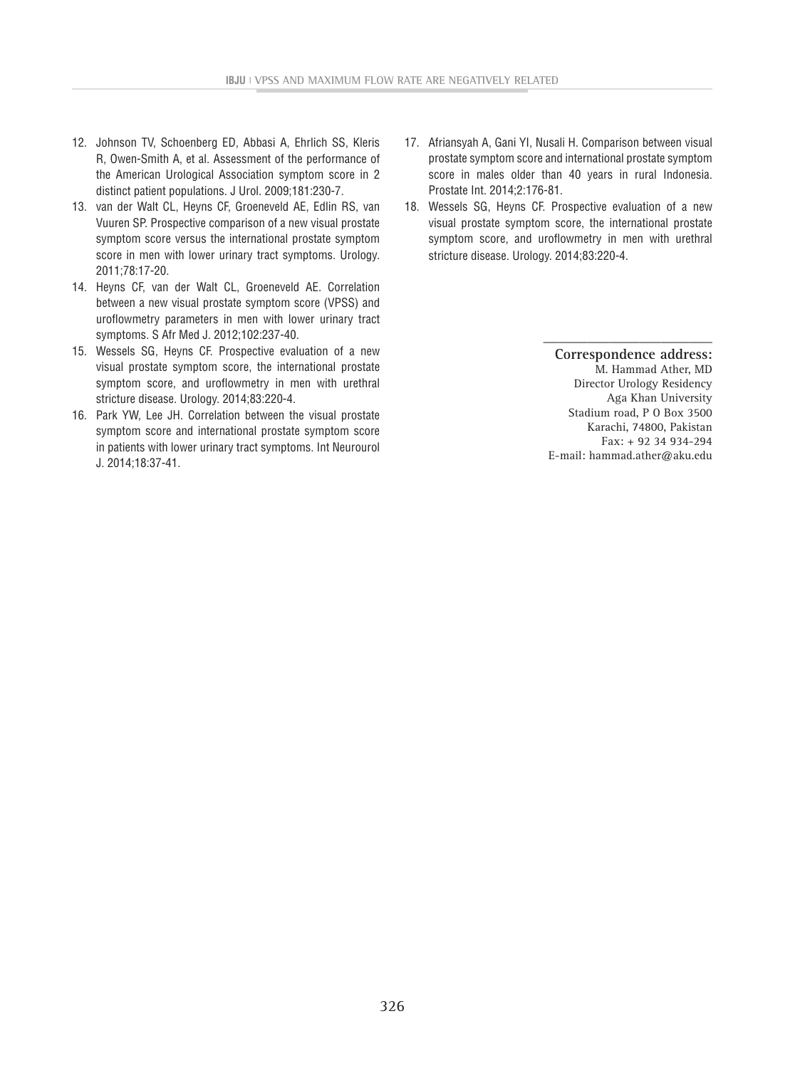12. Johnson TV, Schoenberg ED, Abbasi A, Ehrlich SS, Kleris R, Owen-Smith A, et al. Assessment of the performance of the American Urological Association symptom score in 2 distinct patient populations. J Urol. 2009;181:230-7.
13. van der Walt CL, Heyns CF, Groeneveld AE, Edlin RS, van Vuuren SP. Prospective comparison of a new visual prostate symptom score versus the international prostate symptom score in men with lower urinary tract symptoms. Urology. 2011;78:17-20.
14. Heyns CF, van der Walt CL, Groeneveld AE. Correlation between a new visual prostate symptom score (VPSS) and uroflowmetry parameters in men with lower urinary tract symptoms. S Afr Med J. 2012;102:237-40.
15. Wessels SG, Heyns CF. Prospective evaluation of a new visual prostate symptom score, the international prostate symptom score, and uroflowmetry in men with urethral stricture disease. Urology. 2014;83:220-4.
16. Park YW, Lee JH. Correlation between the visual prostate symptom score and international prostate symptom score in patients with lower urinary tract symptoms. Int Neurourol J. 2014;18:37-41.
17. Afriansyah A, Gani YI, Nusali H. Comparison between visual prostate symptom score and international prostate symptom score in males older than 40 years in rural Indonesia. Prostate Int. 2014;2:176-81.
18. Wessels SG, Heyns CF. Prospective evaluation of a new visual prostate symptom score, the international prostate symptom score, and uroflowmetry in men with urethral stricture disease. Urology. 2014;83:220-4.

**Correspondence address:**
M. Hammad Ather, MD
Director Urology Residency
Aga Khan University
Stadium road, P O Box 3500
Karachi, 74800, Pakistan
Fax: + 92 34 934-294
E-mail: hammad.ather@aku.edu